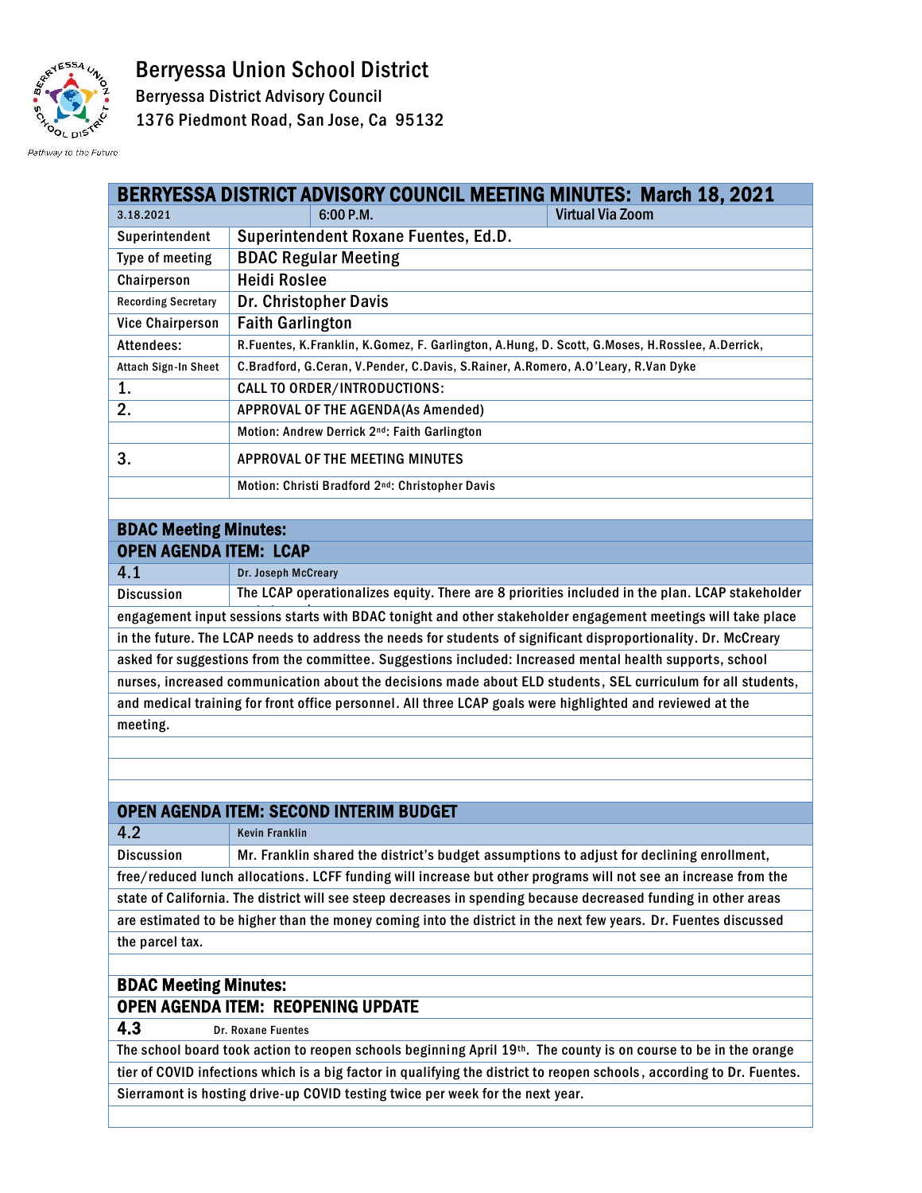# Berryessa Union School District

Berryessa District Advisory Council
1376 Piedmont Road, San Jose, Ca 95132

*Pathway to the Future*

| BERRYESSA DISTRICT ADVISORY COUNCIL MEETING MINUTES: March 18, 2021 | | |
|---|---|---|
| 3.18.2021 | 6:00 P.M. | Virtual Via Zoom |
| Superintendent | Superintendent Roxane Fuentes, Ed.D. | |
| Type of meeting | BDAC Regular Meeting | |
| Chairperson | Heidi Roslee | |
| Recording Secretary | Dr. Christopher Davis | |
| Vice Chairperson | Faith Garlington | |
| Attendees: | R.Fuentes, K.Franklin, K.Gomez, F. Garlington, A.Hung, D. Scott, G.Moses, H.Rosslee, A.Derrick, | |
| Attach Sign-In Sheet | C.Bradford, G.Ceran, V.Pender, C.Davis, S.Rainer, A.Romero, A.O'Leary, R.Van Dyke | |
| 1. | CALL TO ORDER/INTRODUCTIONS: | |
| 2. | APPROVAL OF THE AGENDA(As Amended) | |
| | Motion: Andrew Derrick 2nd: Faith Garlington | |
| 3. | APPROVAL OF THE MEETING MINUTES | |
| | Motion: Christi Bradford 2nd: Christopher Davis | |

## BDAC Meeting Minutes:

### OPEN AGENDA ITEM: LCAP

**4.1** Dr. Joseph McCreary

**Discussion:** The LCAP operationalizes equity. There are 8 priorities included in the plan. LCAP stakeholder engagement input sessions starts with BDAC tonight and other stakeholder engagement meetings will take place in the future. The LCAP needs to address the needs for students of significant disproportionality. Dr. McCreary asked for suggestions from the committee. Suggestions included: Increased mental health supports, school nurses, increased communication about the decisions made about ELD students, SEL curriculum for all students, and medical training for front office personnel. All three LCAP goals were highlighted and reviewed at the meeting.

### OPEN AGENDA ITEM: SECOND INTERIM BUDGET

**4.2** Kevin Franklin

**Discussion:** Mr. Franklin shared the district's budget assumptions to adjust for declining enrollment, free/reduced lunch allocations. LCFF funding will increase but other programs will not see an increase from the state of California. The district will see steep decreases in spending because decreased funding in other areas are estimated to be higher than the money coming into the district in the next few years. Dr. Fuentes discussed the parcel tax.

## BDAC Meeting Minutes:

### OPEN AGENDA ITEM: REOPENING UPDATE

**4.3** Dr. Roxane Fuentes

The school board took action to reopen schools beginning April 19th. The county is on course to be in the orange tier of COVID infections which is a big factor in qualifying the district to reopen schools, according to Dr. Fuentes. Sierramont is hosting drive-up COVID testing twice per week for the next year.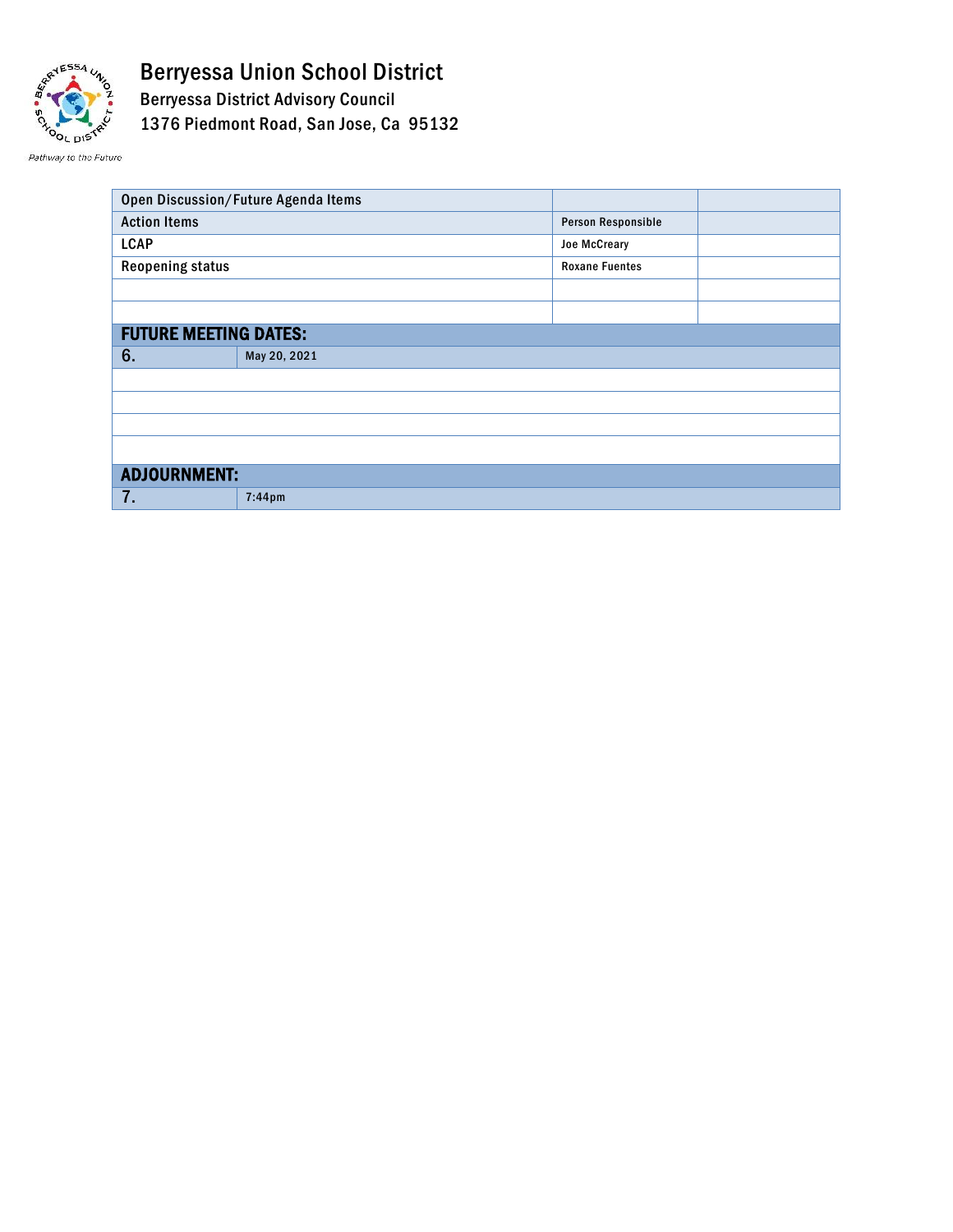# Berryessa Union School District

Berryessa District Advisory Council

1376 Piedmont Road, San Jose, Ca 95132

*Pathway to the Future*

| Open Discussion/Future Agenda Items | | |
|---|---|---|
| Action Items | Person Responsible | |
| LCAP | Joe McCreary | |
| Reopening status | Roxane Fuentes | |
| | | |
| | | |

| FUTURE MEETING DATES: | |
|---|---|
| 6. | May 20, 2021 |
| | |
| | |
| | |
| | |

| ADJOURNMENT: | |
|---|---|
| 7. | 7:44pm |